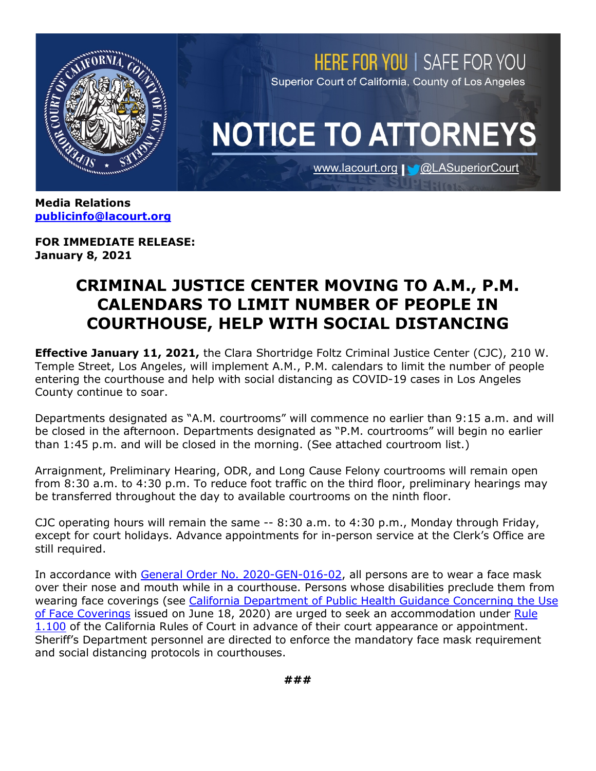HERE FOR YOU | SAFE FOR YOU

Superior Court of California, County of Los Angeles

# NOTICE TO ATTORNEYS

www.lacourt.org | @LASuperiorCourt

**Media Relations**
**publicinfo@lacourt.org**

**FOR IMMEDIATE RELEASE:**
**January 8, 2021**

## CRIMINAL JUSTICE CENTER MOVING TO A.M., P.M. CALENDARS TO LIMIT NUMBER OF PEOPLE IN COURTHOUSE, HELP WITH SOCIAL DISTANCING

**Effective January 11, 2021,** the Clara Shortridge Foltz Criminal Justice Center (CJC), 210 W. Temple Street, Los Angeles, will implement A.M., P.M. calendars to limit the number of people entering the courthouse and help with social distancing as COVID-19 cases in Los Angeles County continue to soar.

Departments designated as "A.M. courtrooms" will commence no earlier than 9:15 a.m. and will be closed in the afternoon. Departments designated as "P.M. courtrooms" will begin no earlier than 1:45 p.m. and will be closed in the morning. (See attached courtroom list.)

Arraignment, Preliminary Hearing, ODR, and Long Cause Felony courtrooms will remain open from 8:30 a.m. to 4:30 p.m. To reduce foot traffic on the third floor, preliminary hearings may be transferred throughout the day to available courtrooms on the ninth floor.

CJC operating hours will remain the same -- 8:30 a.m. to 4:30 p.m., Monday through Friday, except for court holidays. Advance appointments for in-person service at the Clerk's Office are still required.

In accordance with General Order No. 2020-GEN-016-02, all persons are to wear a face mask over their nose and mouth while in a courthouse. Persons whose disabilities preclude them from wearing face coverings (see California Department of Public Health Guidance Concerning the Use of Face Coverings issued on June 18, 2020) are urged to seek an accommodation under Rule 1.100 of the California Rules of Court in advance of their court appearance or appointment. Sheriff's Department personnel are directed to enforce the mandatory face mask requirement and social distancing protocols in courthouses.

###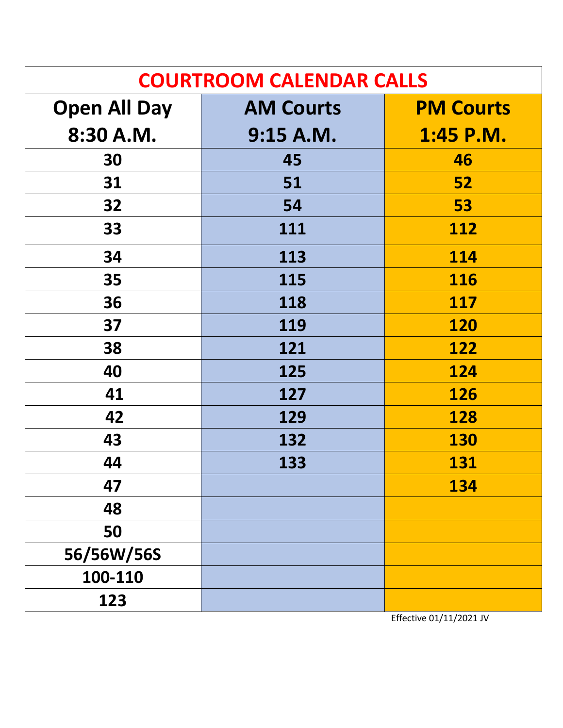| COURTROOM CALENDAR CALLS | | |
|---|---|---|
| **Open All Day 8:30 A.M.** | **AM Courts 9:15 A.M.** | **PM Courts 1:45 P.M.** |
| 30 | 45 | 46 |
| 31 | 51 | 52 |
| 32 | 54 | 53 |
| 33 | 111 | 112 |
| 34 | 113 | 114 |
| 35 | 115 | 116 |
| 36 | 118 | 117 |
| 37 | 119 | 120 |
| 38 | 121 | 122 |
| 40 | 125 | 124 |
| 41 | 127 | 126 |
| 42 | 129 | 128 |
| 43 | 132 | 130 |
| 44 | 133 | 131 |
| 47 | | 134 |
| 48 | | |
| 50 | | |
| 56/56W/56S | | |
| 100-110 | | |
| 123 | | |

Effective 01/11/2021 JV